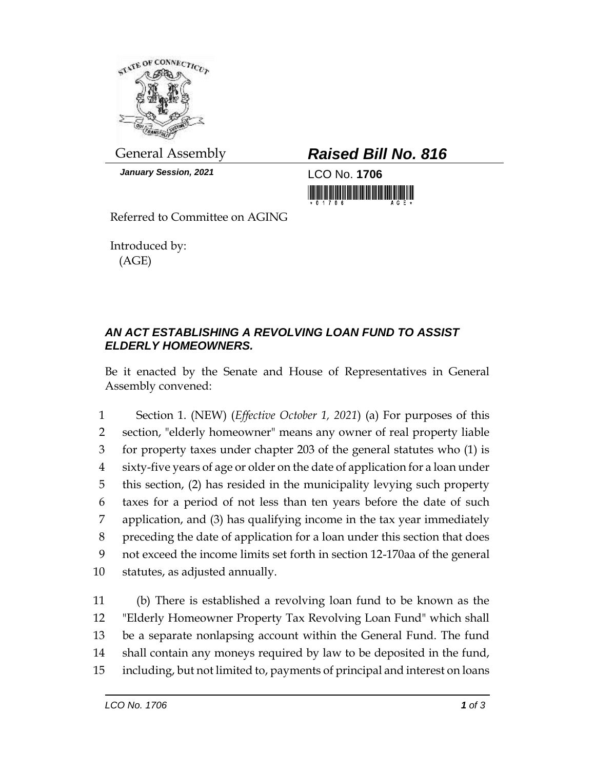General Assembly

***Raised Bill No. 816***

***January Session, 2021***

LCO No. **1706**

Referred to Committee on AGING

Introduced by:
(AGE)

***AN ACT ESTABLISHING A REVOLVING LOAN FUND TO ASSIST ELDERLY HOMEOWNERS.***

Be it enacted by the Senate and House of Representatives in General Assembly convened:

Section 1. (NEW) (*Effective October 1, 2021*) (a) For purposes of this section, "elderly homeowner" means any owner of real property liable for property taxes under chapter 203 of the general statutes who (1) is sixty-five years of age or older on the date of application for a loan under this section, (2) has resided in the municipality levying such property taxes for a period of not less than ten years before the date of such application, and (3) has qualifying income in the tax year immediately preceding the date of application for a loan under this section that does not exceed the income limits set forth in section 12-170aa of the general statutes, as adjusted annually.

(b) There is established a revolving loan fund to be known as the "Elderly Homeowner Property Tax Revolving Loan Fund" which shall be a separate nonlapsing account within the General Fund. The fund shall contain any moneys required by law to be deposited in the fund, including, but not limited to, payments of principal and interest on loans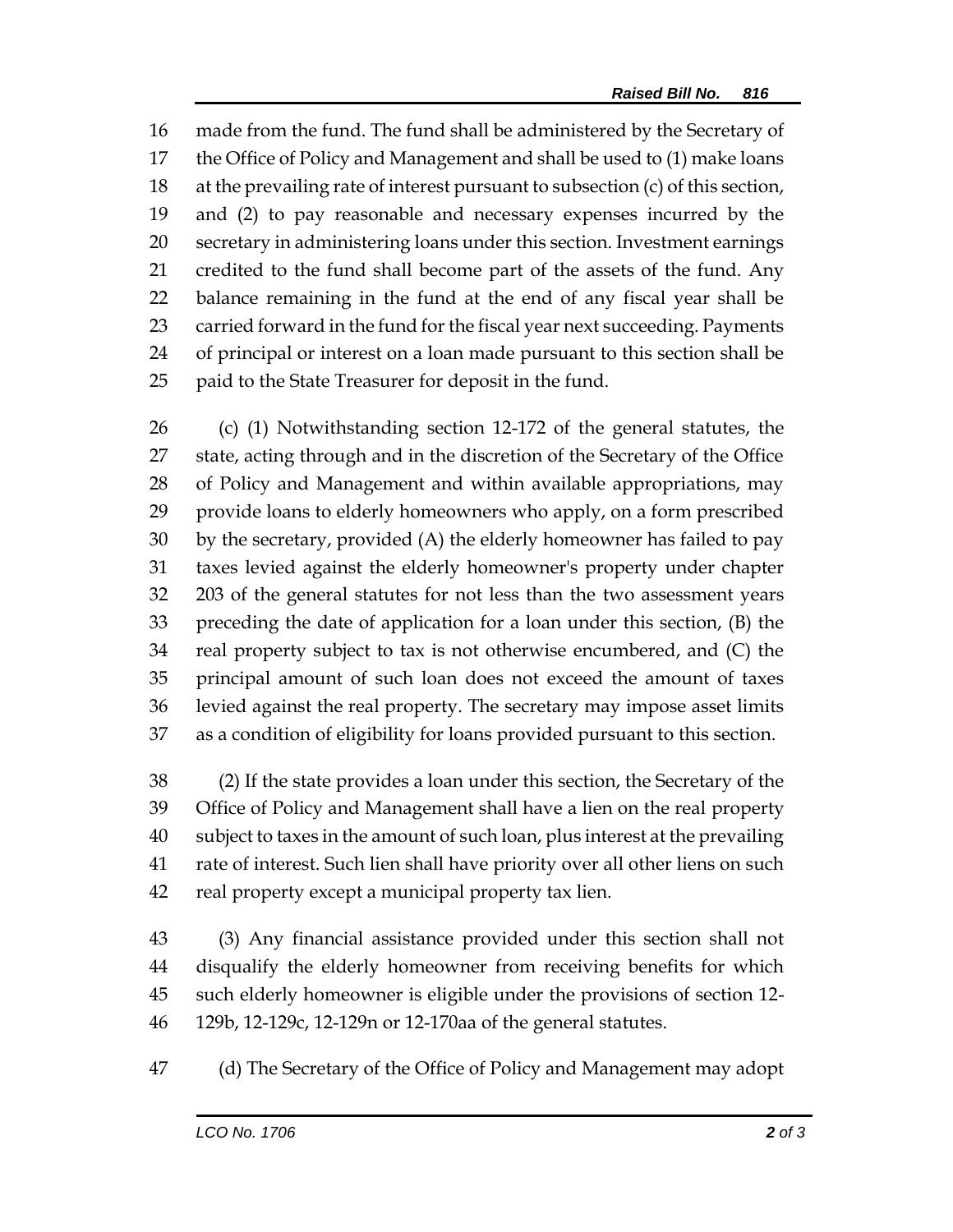made from the fund. The fund shall be administered by the Secretary of the Office of Policy and Management and shall be used to (1) make loans at the prevailing rate of interest pursuant to subsection (c) of this section, and (2) to pay reasonable and necessary expenses incurred by the secretary in administering loans under this section. Investment earnings credited to the fund shall become part of the assets of the fund. Any balance remaining in the fund at the end of any fiscal year shall be carried forward in the fund for the fiscal year next succeeding. Payments of principal or interest on a loan made pursuant to this section shall be paid to the State Treasurer for deposit in the fund.

(c) (1) Notwithstanding section 12-172 of the general statutes, the state, acting through and in the discretion of the Secretary of the Office of Policy and Management and within available appropriations, may provide loans to elderly homeowners who apply, on a form prescribed by the secretary, provided (A) the elderly homeowner has failed to pay taxes levied against the elderly homeowner's property under chapter 203 of the general statutes for not less than the two assessment years preceding the date of application for a loan under this section, (B) the real property subject to tax is not otherwise encumbered, and (C) the principal amount of such loan does not exceed the amount of taxes levied against the real property. The secretary may impose asset limits as a condition of eligibility for loans provided pursuant to this section.

(2) If the state provides a loan under this section, the Secretary of the Office of Policy and Management shall have a lien on the real property subject to taxes in the amount of such loan, plus interest at the prevailing rate of interest. Such lien shall have priority over all other liens on such real property except a municipal property tax lien.

(3) Any financial assistance provided under this section shall not disqualify the elderly homeowner from receiving benefits for which such elderly homeowner is eligible under the provisions of section 12-129b, 12-129c, 12-129n or 12-170aa of the general statutes.

(d) The Secretary of the Office of Policy and Management may adopt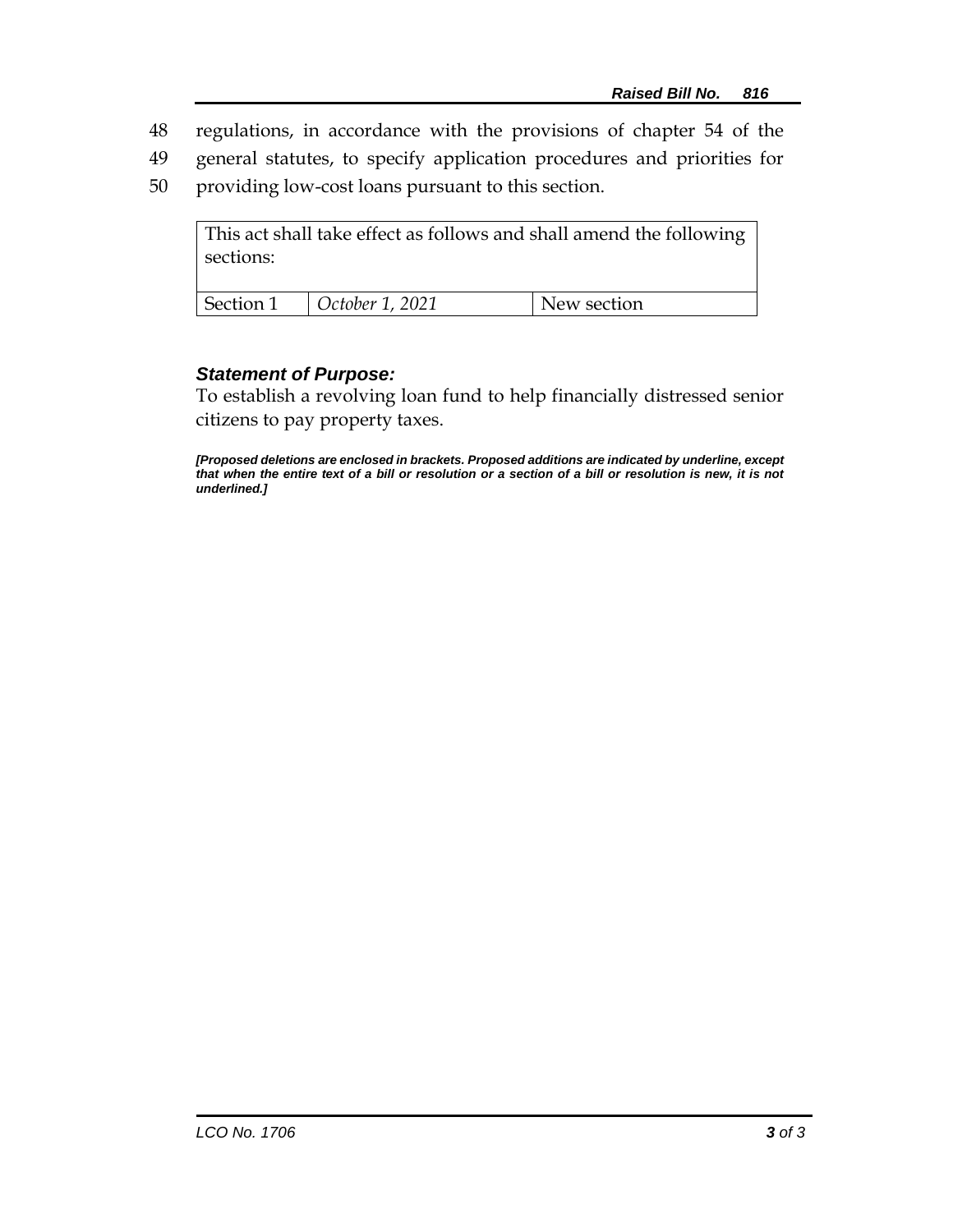48 regulations, in accordance with the provisions of chapter 54 of the
49 general statutes, to specify application procedures and priorities for
50 providing low-cost loans pursuant to this section.

| This act shall take effect as follows and shall amend the following sections: | | |
|---|---|---|
| Section 1 | *October 1, 2021* | New section |

### *Statement of Purpose:*

To establish a revolving loan fund to help financially distressed senior citizens to pay property taxes.

***[Proposed deletions are enclosed in brackets. Proposed additions are indicated by underline, except that when the entire text of a bill or resolution or a section of a bill or resolution is new, it is not underlined.]***